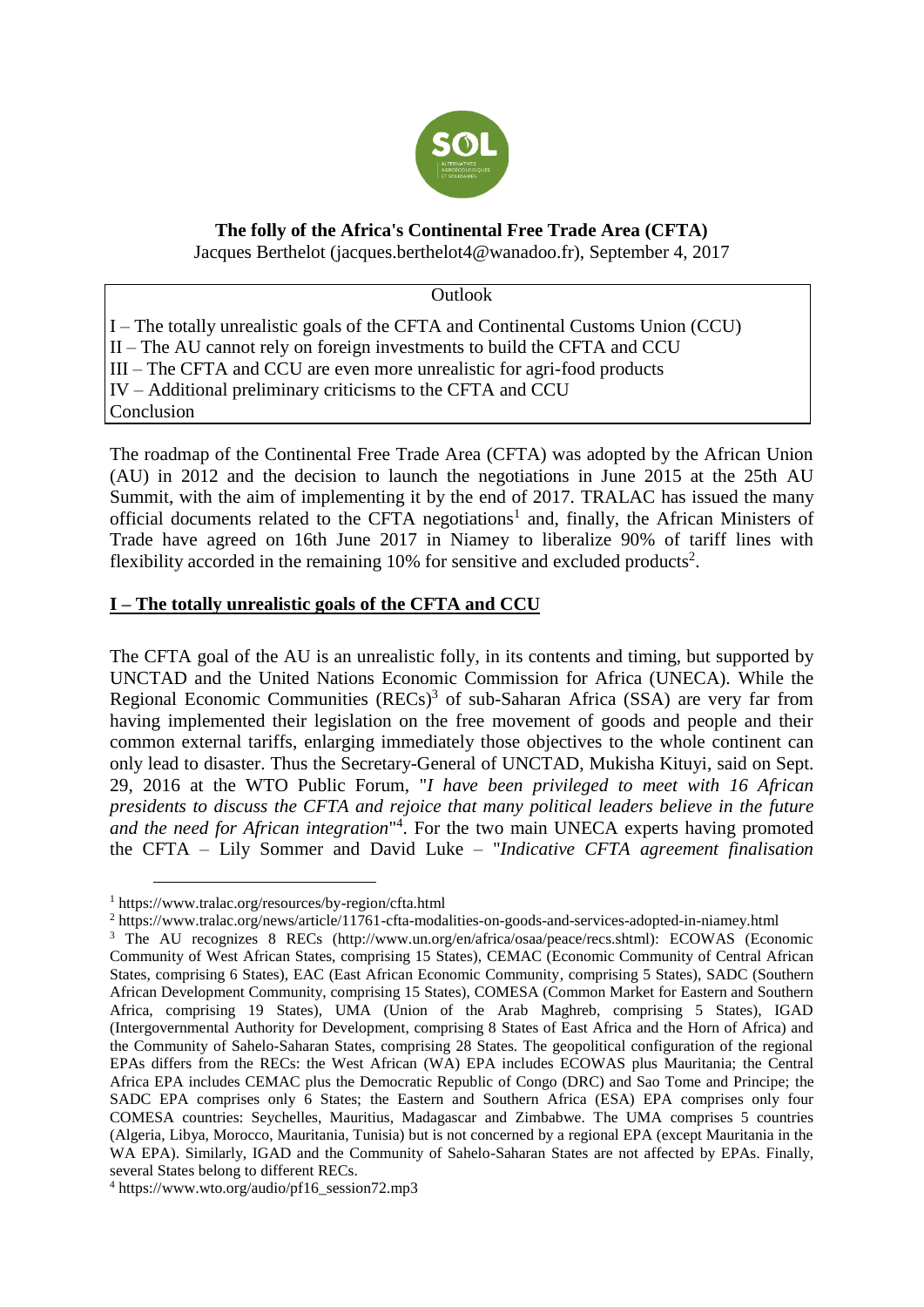# The folly of the Africa's Continental Free Trade Area (CFTA)

Jacques Berthelot (jacques.berthelot4@wanadoo.fr), September 4, 2017

**Outlook**

I – The totally unrealistic goals of the CFTA and Continental Customs Union (CCU)
II – The AU cannot rely on foreign investments to build the CFTA and CCU
III – The CFTA and CCU are even more unrealistic for agri-food products
IV – Additional preliminary criticisms to the CFTA and CCU
Conclusion

The roadmap of the Continental Free Trade Area (CFTA) was adopted by the African Union (AU) in 2012 and the decision to launch the negotiations in June 2015 at the 25th AU Summit, with the aim of implementing it by the end of 2017. TRALAC has issued the many official documents related to the CFTA negotiations[1] and, finally, the African Ministers of Trade have agreed on 16th June 2017 in Niamey to liberalize 90% of tariff lines with flexibility accorded in the remaining 10% for sensitive and excluded products[2].

## I – The totally unrealistic goals of the CFTA and CCU

The CFTA goal of the AU is an unrealistic folly, in its contents and timing, but supported by UNCTAD and the United Nations Economic Commission for Africa (UNECA). While the Regional Economic Communities (RECs)[3] of sub-Saharan Africa (SSA) are very far from having implemented their legislation on the free movement of goods and people and their common external tariffs, enlarging immediately those objectives to the whole continent can only lead to disaster. Thus the Secretary-General of UNCTAD, Mukisha Kituyi, said on Sept. 29, 2016 at the WTO Public Forum, "*I have been privileged to meet with 16 African presidents to discuss the CFTA and rejoice that many political leaders believe in the future and the need for African integration*"[4]. For the two main UNECA experts having promoted the CFTA – Lily Sommer and David Luke – "*Indicative CFTA agreement finalisation*

---

[1] https://www.tralac.org/resources/by-region/cfta.html

[2] https://www.tralac.org/news/article/11761-cfta-modalities-on-goods-and-services-adopted-in-niamey.html

[3] The AU recognizes 8 RECs (http://www.un.org/en/africa/osaa/peace/recs.shtml): ECOWAS (Economic Community of West African States, comprising 15 States), CEMAC (Economic Community of Central African States, comprising 6 States), EAC (East African Economic Community, comprising 5 States), SADC (Southern African Development Community, comprising 15 States), COMESA (Common Market for Eastern and Southern Africa, comprising 19 States), UMA (Union of the Arab Maghreb, comprising 5 States), IGAD (Intergovernmental Authority for Development, comprising 8 States of East Africa and the Horn of Africa) and the Community of Sahelo-Saharan States, comprising 28 States. The geopolitical configuration of the regional EPAs differs from the RECs: the West African (WA) EPA includes ECOWAS plus Mauritania; the Central Africa EPA includes CEMAC plus the Democratic Republic of Congo (DRC) and Sao Tome and Principe; the SADC EPA comprises only 6 States; the Eastern and Southern Africa (ESA) EPA comprises only four COMESA countries: Seychelles, Mauritius, Madagascar and Zimbabwe. The UMA comprises 5 countries (Algeria, Libya, Morocco, Mauritania, Tunisia) but is not concerned by a regional EPA (except Mauritania in the WA EPA). Similarly, IGAD and the Community of Sahelo-Saharan States are not affected by EPAs. Finally, several States belong to different RECs.

[4] https://www.wto.org/audio/pf16_session72.mp3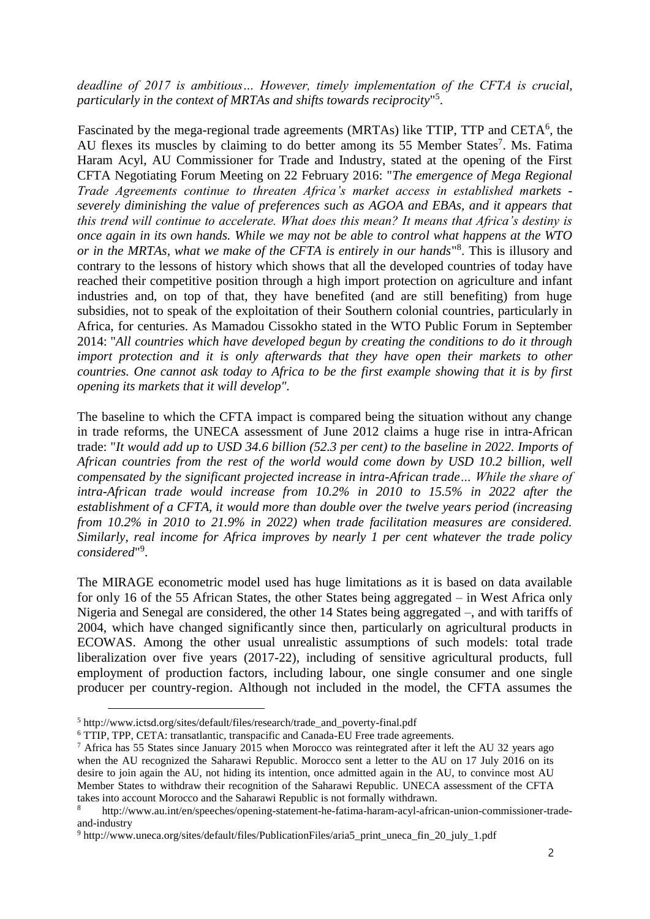*deadline of 2017 is ambitious… However, timely implementation of the CFTA is crucial, particularly in the context of MRTAs and shifts towards reciprocity*"[5].

Fascinated by the mega-regional trade agreements (MRTAs) like TTIP, TTP and CETA[6], the AU flexes its muscles by claiming to do better among its 55 Member States[7]. Ms. Fatima Haram Acyl, AU Commissioner for Trade and Industry, stated at the opening of the First CFTA Negotiating Forum Meeting on 22 February 2016: "*The emergence of Mega Regional Trade Agreements continue to threaten Africa's market access in established markets - severely diminishing the value of preferences such as AGOA and EBAs, and it appears that this trend will continue to accelerate. What does this mean? It means that Africa's destiny is once again in its own hands. While we may not be able to control what happens at the WTO or in the MRTAs, what we make of the CFTA is entirely in our hands*"[8]. This is illusory and contrary to the lessons of history which shows that all the developed countries of today have reached their competitive position through a high import protection on agriculture and infant industries and, on top of that, they have benefited (and are still benefiting) from huge subsidies, not to speak of the exploitation of their Southern colonial countries, particularly in Africa, for centuries. As Mamadou Cissokho stated in the WTO Public Forum in September 2014: "*All countries which have developed begun by creating the conditions to do it through import protection and it is only afterwards that they have open their markets to other countries. One cannot ask today to Africa to be the first example showing that it is by first opening its markets that it will develop"*.

The baseline to which the CFTA impact is compared being the situation without any change in trade reforms, the UNECA assessment of June 2012 claims a huge rise in intra-African trade: "*It would add up to USD 34.6 billion (52.3 per cent) to the baseline in 2022. Imports of African countries from the rest of the world would come down by USD 10.2 billion, well compensated by the significant projected increase in intra-African trade… While the share of intra-African trade would increase from 10.2% in 2010 to 15.5% in 2022 after the establishment of a CFTA, it would more than double over the twelve years period (increasing from 10.2% in 2010 to 21.9% in 2022) when trade facilitation measures are considered. Similarly, real income for Africa improves by nearly 1 per cent whatever the trade policy considered*"[9].

The MIRAGE econometric model used has huge limitations as it is based on data available for only 16 of the 55 African States, the other States being aggregated – in West Africa only Nigeria and Senegal are considered, the other 14 States being aggregated –, and with tariffs of 2004, which have changed significantly since then, particularly on agricultural products in ECOWAS. Among the other usual unrealistic assumptions of such models: total trade liberalization over five years (2017-22), including of sensitive agricultural products, full employment of production factors, including labour, one single consumer and one single producer per country-region. Although not included in the model, the CFTA assumes the

---

[5] http://www.ictsd.org/sites/default/files/research/trade_and_poverty-final.pdf

[6] TTIP, TPP, CETA: transatlantic, transpacific and Canada-EU Free trade agreements.

[7] Africa has 55 States since January 2015 when Morocco was reintegrated after it left the AU 32 years ago when the AU recognized the Saharawi Republic. Morocco sent a letter to the AU on 17 July 2016 on its desire to join again the AU, not hiding its intention, once admitted again in the AU, to convince most AU Member States to withdraw their recognition of the Saharawi Republic. UNECA assessment of the CFTA takes into account Morocco and the Saharawi Republic is not formally withdrawn.

[8] http://www.au.int/en/speeches/opening-statement-he-fatima-haram-acyl-african-union-commissioner-trade-and-industry

[9] http://www.uneca.org/sites/default/files/PublicationFiles/aria5_print_uneca_fin_20_july_1.pdf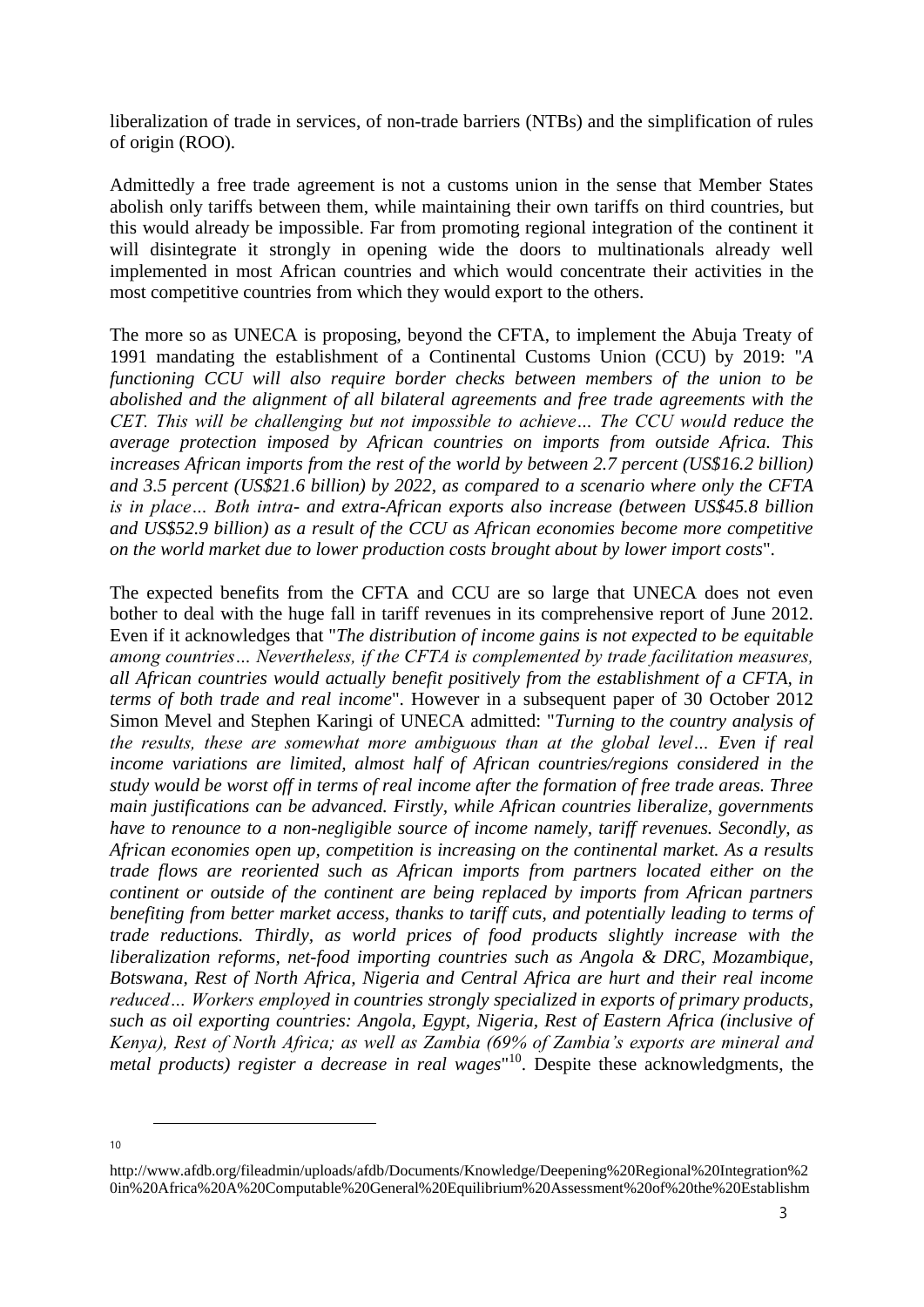liberalization of trade in services, of non-trade barriers (NTBs) and the simplification of rules of origin (ROO).

Admittedly a free trade agreement is not a customs union in the sense that Member States abolish only tariffs between them, while maintaining their own tariffs on third countries, but this would already be impossible. Far from promoting regional integration of the continent it will disintegrate it strongly in opening wide the doors to multinationals already well implemented in most African countries and which would concentrate their activities in the most competitive countries from which they would export to the others.

The more so as UNECA is proposing, beyond the CFTA, to implement the Abuja Treaty of 1991 mandating the establishment of a Continental Customs Union (CCU) by 2019: "*A functioning CCU will also require border checks between members of the union to be abolished and the alignment of all bilateral agreements and free trade agreements with the CET. This will be challenging but not impossible to achieve… The CCU would reduce the average protection imposed by African countries on imports from outside Africa. This increases African imports from the rest of the world by between 2.7 percent (US$16.2 billion) and 3.5 percent (US$21.6 billion) by 2022, as compared to a scenario where only the CFTA is in place… Both intra- and extra-African exports also increase (between US$45.8 billion and US$52.9 billion) as a result of the CCU as African economies become more competitive on the world market due to lower production costs brought about by lower import costs*".

The expected benefits from the CFTA and CCU are so large that UNECA does not even bother to deal with the huge fall in tariff revenues in its comprehensive report of June 2012. Even if it acknowledges that "*The distribution of income gains is not expected to be equitable among countries… Nevertheless, if the CFTA is complemented by trade facilitation measures, all African countries would actually benefit positively from the establishment of a CFTA, in terms of both trade and real income*". However in a subsequent paper of 30 October 2012 Simon Mevel and Stephen Karingi of UNECA admitted: "*Turning to the country analysis of the results, these are somewhat more ambiguous than at the global level… Even if real income variations are limited, almost half of African countries/regions considered in the study would be worst off in terms of real income after the formation of free trade areas. Three main justifications can be advanced. Firstly, while African countries liberalize, governments have to renounce to a non-negligible source of income namely, tariff revenues. Secondly, as African economies open up, competition is increasing on the continental market. As a results trade flows are reoriented such as African imports from partners located either on the continent or outside of the continent are being replaced by imports from African partners benefiting from better market access, thanks to tariff cuts, and potentially leading to terms of trade reductions. Thirdly, as world prices of food products slightly increase with the liberalization reforms, net-food importing countries such as Angola & DRC, Mozambique, Botswana, Rest of North Africa, Nigeria and Central Africa are hurt and their real income reduced… Workers employed in countries strongly specialized in exports of primary products, such as oil exporting countries: Angola, Egypt, Nigeria, Rest of Eastern Africa (inclusive of Kenya), Rest of North Africa; as well as Zambia (69% of Zambia's exports are mineral and metal products) register a decrease in real wages*"[10]. Despite these acknowledgments, the

[10] http://www.afdb.org/fileadmin/uploads/afdb/Documents/Knowledge/Deepening%20Regional%20Integration%20in%20Africa%20A%20Computable%20General%20Equilibrium%20Assessment%20of%20the%20Establishm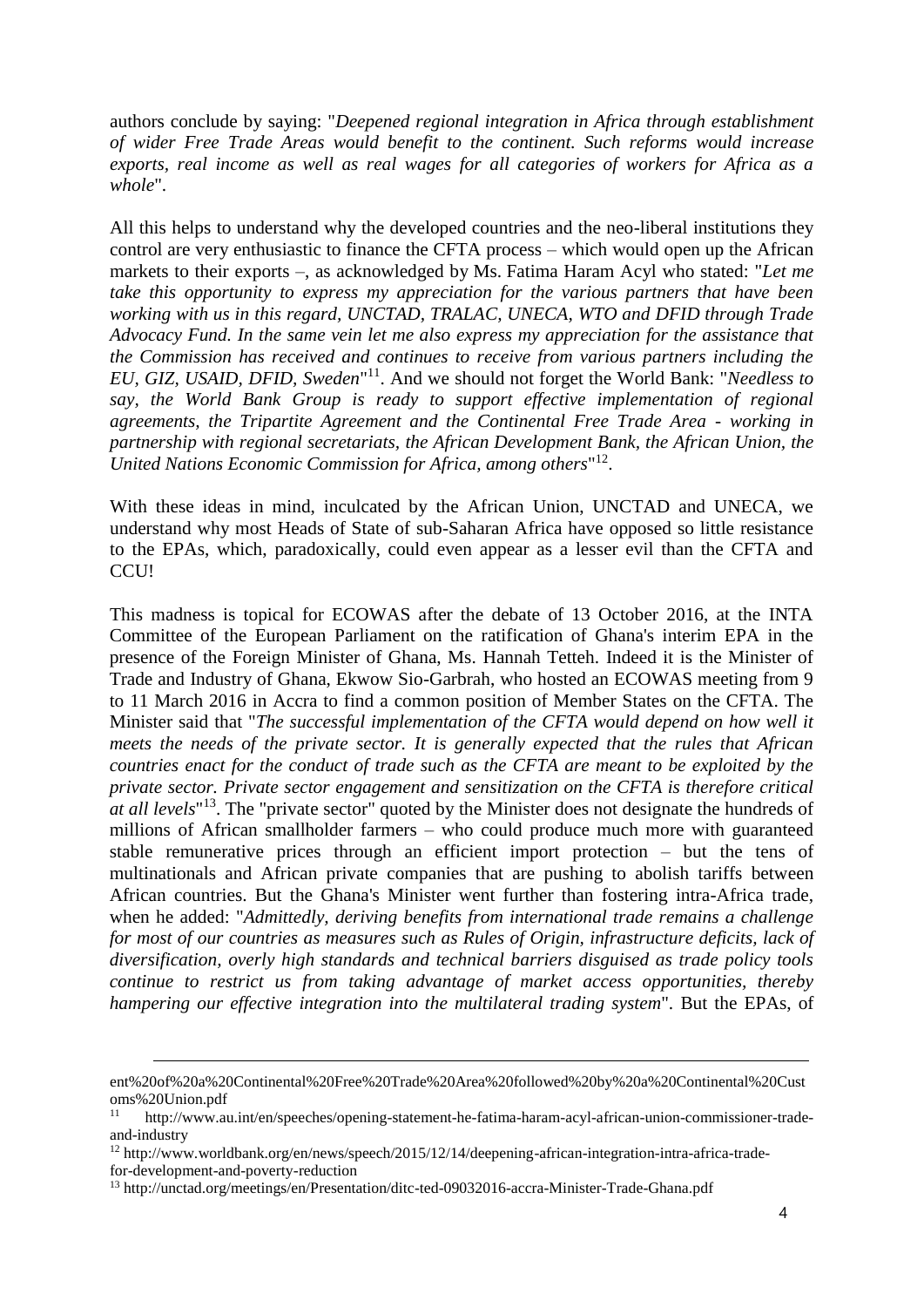authors conclude by saying: "*Deepened regional integration in Africa through establishment of wider Free Trade Areas would benefit to the continent. Such reforms would increase exports, real income as well as real wages for all categories of workers for Africa as a whole*".

All this helps to understand why the developed countries and the neo-liberal institutions they control are very enthusiastic to finance the CFTA process – which would open up the African markets to their exports –, as acknowledged by Ms. Fatima Haram Acyl who stated: "*Let me take this opportunity to express my appreciation for the various partners that have been working with us in this regard, UNCTAD, TRALAC, UNECA, WTO and DFID through Trade Advocacy Fund. In the same vein let me also express my appreciation for the assistance that the Commission has received and continues to receive from various partners including the EU, GIZ, USAID, DFID, Sweden*"[11]. And we should not forget the World Bank: "*Needless to say, the World Bank Group is ready to support effective implementation of regional agreements, the Tripartite Agreement and the Continental Free Trade Area - working in partnership with regional secretariats, the African Development Bank, the African Union, the United Nations Economic Commission for Africa, among others*"[12].

With these ideas in mind, inculcated by the African Union, UNCTAD and UNECA, we understand why most Heads of State of sub-Saharan Africa have opposed so little resistance to the EPAs, which, paradoxically, could even appear as a lesser evil than the CFTA and CCU!

This madness is topical for ECOWAS after the debate of 13 October 2016, at the INTA Committee of the European Parliament on the ratification of Ghana's interim EPA in the presence of the Foreign Minister of Ghana, Ms. Hannah Tetteh. Indeed it is the Minister of Trade and Industry of Ghana, Ekwow Sio-Garbrah, who hosted an ECOWAS meeting from 9 to 11 March 2016 in Accra to find a common position of Member States on the CFTA. The Minister said that "*The successful implementation of the CFTA would depend on how well it meets the needs of the private sector. It is generally expected that the rules that African countries enact for the conduct of trade such as the CFTA are meant to be exploited by the private sector. Private sector engagement and sensitization on the CFTA is therefore critical at all levels*"[13]. The "private sector" quoted by the Minister does not designate the hundreds of millions of African smallholder farmers – who could produce much more with guaranteed stable remunerative prices through an efficient import protection – but the tens of multinationals and African private companies that are pushing to abolish tariffs between African countries. But the Ghana's Minister went further than fostering intra-Africa trade, when he added: "*Admittedly, deriving benefits from international trade remains a challenge for most of our countries as measures such as Rules of Origin, infrastructure deficits, lack of diversification, overly high standards and technical barriers disguised as trade policy tools continue to restrict us from taking advantage of market access opportunities, thereby hampering our effective integration into the multilateral trading system*". But the EPAs, of

---

ent%20of%20a%20Continental%20Free%20Trade%20Area%20followed%20by%20a%20Continental%20Customs%20Union.pdf

[11] http://www.au.int/en/speeches/opening-statement-he-fatima-haram-acyl-african-union-commissioner-trade-and-industry

[12] http://www.worldbank.org/en/news/speech/2015/12/14/deepening-african-integration-intra-africa-trade-for-development-and-poverty-reduction

[13] http://unctad.org/meetings/en/Presentation/ditc-ted-09032016-accra-Minister-Trade-Ghana.pdf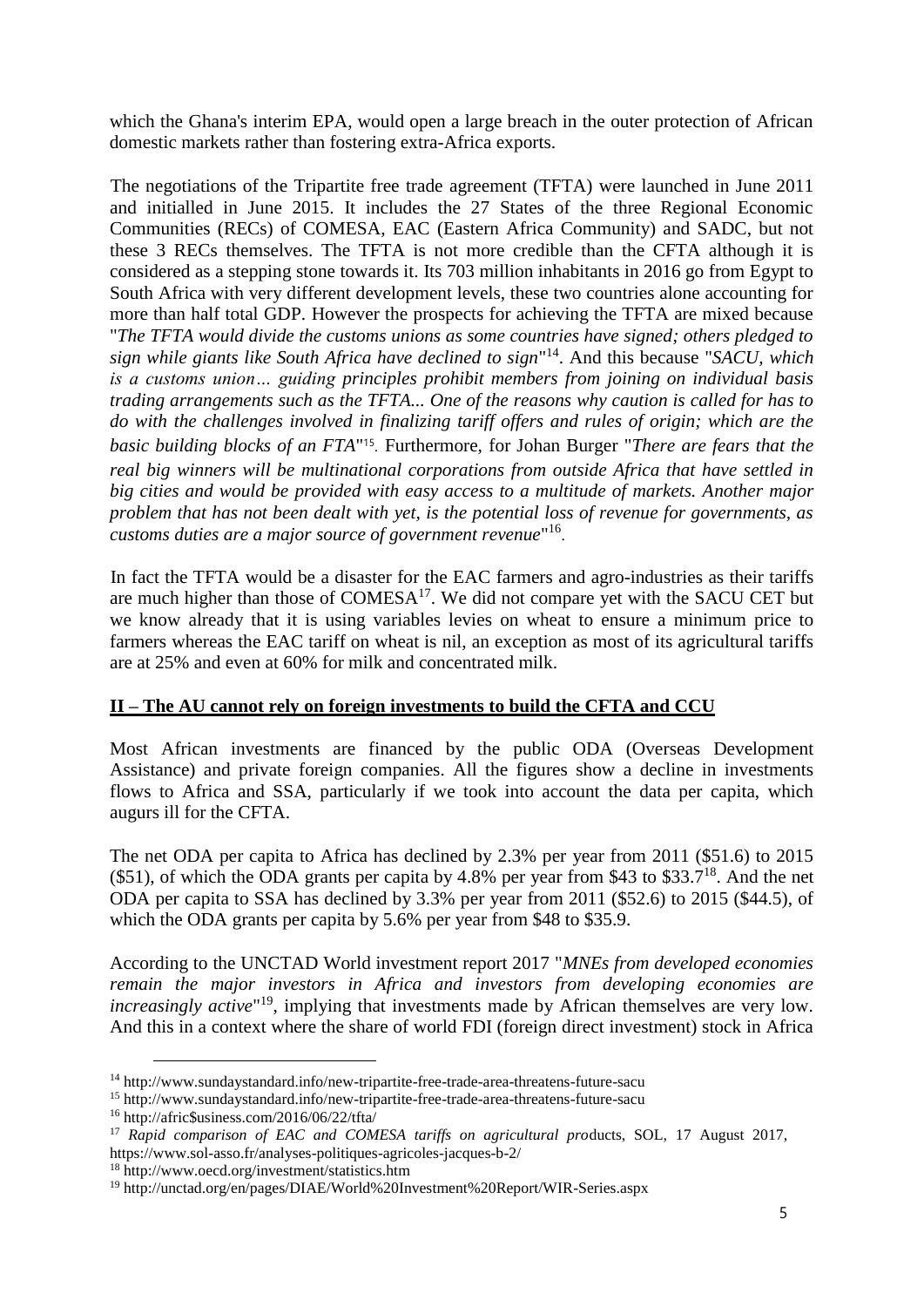which the Ghana's interim EPA, would open a large breach in the outer protection of African domestic markets rather than fostering extra-Africa exports.

The negotiations of the Tripartite free trade agreement (TFTA) were launched in June 2011 and initialled in June 2015. It includes the 27 States of the three Regional Economic Communities (RECs) of COMESA, EAC (Eastern Africa Community) and SADC, but not these 3 RECs themselves. The TFTA is not more credible than the CFTA although it is considered as a stepping stone towards it. Its 703 million inhabitants in 2016 go from Egypt to South Africa with very different development levels, these two countries alone accounting for more than half total GDP. However the prospects for achieving the TFTA are mixed because "*The TFTA would divide the customs unions as some countries have signed; others pledged to sign while giants like South Africa have declined to sign*"[14]. And this because "*SACU, which is a customs union… guiding principles prohibit members from joining on individual basis trading arrangements such as the TFTA... One of the reasons why caution is called for has to do with the challenges involved in finalizing tariff offers and rules of origin; which are the basic building blocks of an FTA*"[15]. Furthermore, for Johan Burger "*There are fears that the real big winners will be multinational corporations from outside Africa that have settled in big cities and would be provided with easy access to a multitude of markets. Another major problem that has not been dealt with yet, is the potential loss of revenue for governments, as customs duties are a major source of government revenue*"[16].

In fact the TFTA would be a disaster for the EAC farmers and agro-industries as their tariffs are much higher than those of COMESA[17]. We did not compare yet with the SACU CET but we know already that it is using variables levies on wheat to ensure a minimum price to farmers whereas the EAC tariff on wheat is nil, an exception as most of its agricultural tariffs are at 25% and even at 60% for milk and concentrated milk.

## **II – The AU cannot rely on foreign investments to build the CFTA and CCU**

Most African investments are financed by the public ODA (Overseas Development Assistance) and private foreign companies. All the figures show a decline in investments flows to Africa and SSA, particularly if we took into account the data per capita, which augurs ill for the CFTA.

The net ODA per capita to Africa has declined by 2.3% per year from 2011 ($51.6) to 2015 ($51), of which the ODA grants per capita by 4.8% per year from $43 to $33.7[18]. And the net ODA per capita to SSA has declined by 3.3% per year from 2011 ($52.6) to 2015 ($44.5), of which the ODA grants per capita by 5.6% per year from $48 to $35.9.

According to the UNCTAD World investment report 2017 "*MNEs from developed economies remain the major investors in Africa and investors from developing economies are increasingly active*"[19], implying that investments made by African themselves are very low. And this in a context where the share of world FDI (foreign direct investment) stock in Africa

---

[14] http://www.sundaystandard.info/new-tripartite-free-trade-area-threatens-future-sacu

[15] http://www.sundaystandard.info/new-tripartite-free-trade-area-threatens-future-sacu

[16] http://afric$usiness.com/2016/06/22/tfta/

[17] *Rapid comparison of EAC and COMESA tariffs on agricultural pro*ducts, SOL, 17 August 2017, https://www.sol-asso.fr/analyses-politiques-agricoles-jacques-b-2/

[18] http://www.oecd.org/investment/statistics.htm

[19] http://unctad.org/en/pages/DIAE/World%20Investment%20Report/WIR-Series.aspx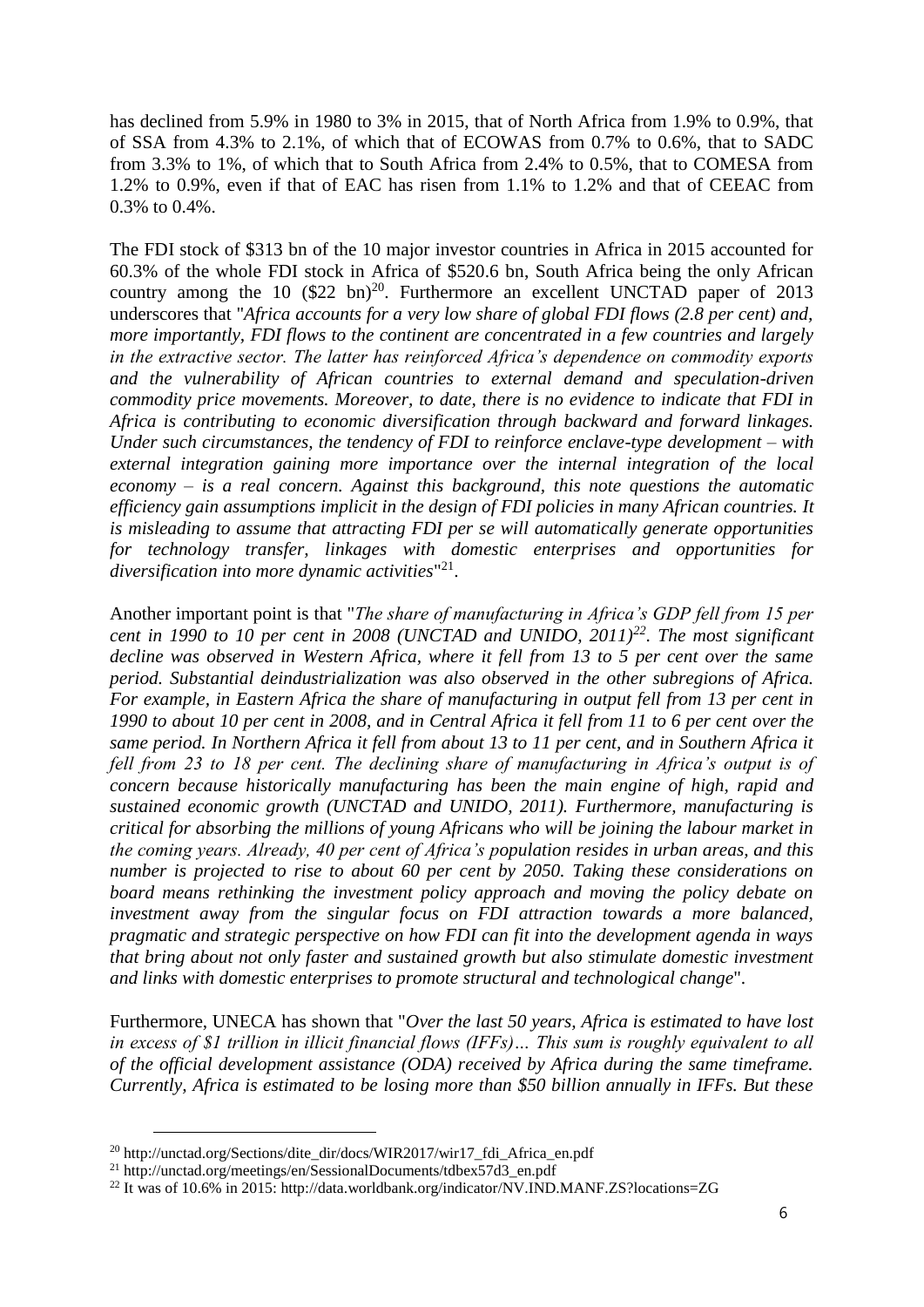has declined from 5.9% in 1980 to 3% in 2015, that of North Africa from 1.9% to 0.9%, that of SSA from 4.3% to 2.1%, of which that of ECOWAS from 0.7% to 0.6%, that to SADC from 3.3% to 1%, of which that to South Africa from 2.4% to 0.5%, that to COMESA from 1.2% to 0.9%, even if that of EAC has risen from 1.1% to 1.2% and that of CEEAC from 0.3% to 0.4%.

The FDI stock of $313 bn of the 10 major investor countries in Africa in 2015 accounted for 60.3% of the whole FDI stock in Africa of $520.6 bn, South Africa being the only African country among the 10 ($22 bn)[20]. Furthermore an excellent UNCTAD paper of 2013 underscores that "*Africa accounts for a very low share of global FDI flows (2.8 per cent) and, more importantly, FDI flows to the continent are concentrated in a few countries and largely in the extractive sector. The latter has reinforced Africa's dependence on commodity exports and the vulnerability of African countries to external demand and speculation-driven commodity price movements. Moreover, to date, there is no evidence to indicate that FDI in Africa is contributing to economic diversification through backward and forward linkages. Under such circumstances, the tendency of FDI to reinforce enclave-type development – with external integration gaining more importance over the internal integration of the local economy – is a real concern. Against this background, this note questions the automatic efficiency gain assumptions implicit in the design of FDI policies in many African countries. It is misleading to assume that attracting FDI per se will automatically generate opportunities for technology transfer, linkages with domestic enterprises and opportunities for diversification into more dynamic activities*"[21].

Another important point is that "*The share of manufacturing in Africa's GDP fell from 15 per cent in 1990 to 10 per cent in 2008 (UNCTAD and UNIDO, 2011)*[22]*. The most significant decline was observed in Western Africa, where it fell from 13 to 5 per cent over the same period. Substantial deindustrialization was also observed in the other subregions of Africa. For example, in Eastern Africa the share of manufacturing in output fell from 13 per cent in 1990 to about 10 per cent in 2008, and in Central Africa it fell from 11 to 6 per cent over the same period. In Northern Africa it fell from about 13 to 11 per cent, and in Southern Africa it fell from 23 to 18 per cent. The declining share of manufacturing in Africa's output is of concern because historically manufacturing has been the main engine of high, rapid and sustained economic growth (UNCTAD and UNIDO, 2011). Furthermore, manufacturing is critical for absorbing the millions of young Africans who will be joining the labour market in the coming years. Already, 40 per cent of Africa's population resides in urban areas, and this number is projected to rise to about 60 per cent by 2050. Taking these considerations on board means rethinking the investment policy approach and moving the policy debate on investment away from the singular focus on FDI attraction towards a more balanced, pragmatic and strategic perspective on how FDI can fit into the development agenda in ways that bring about not only faster and sustained growth but also stimulate domestic investment and links with domestic enterprises to promote structural and technological change*".

Furthermore, UNECA has shown that "*Over the last 50 years, Africa is estimated to have lost in excess of $1 trillion in illicit financial flows (IFFs)… This sum is roughly equivalent to all of the official development assistance (ODA) received by Africa during the same timeframe. Currently, Africa is estimated to be losing more than $50 billion annually in IFFs. But these*

---

[20] http://unctad.org/Sections/dite_dir/docs/WIR2017/wir17_fdi_Africa_en.pdf

[21] http://unctad.org/meetings/en/SessionalDocuments/tdbex57d3_en.pdf

[22] It was of 10.6% in 2015: http://data.worldbank.org/indicator/NV.IND.MANF.ZS?locations=ZG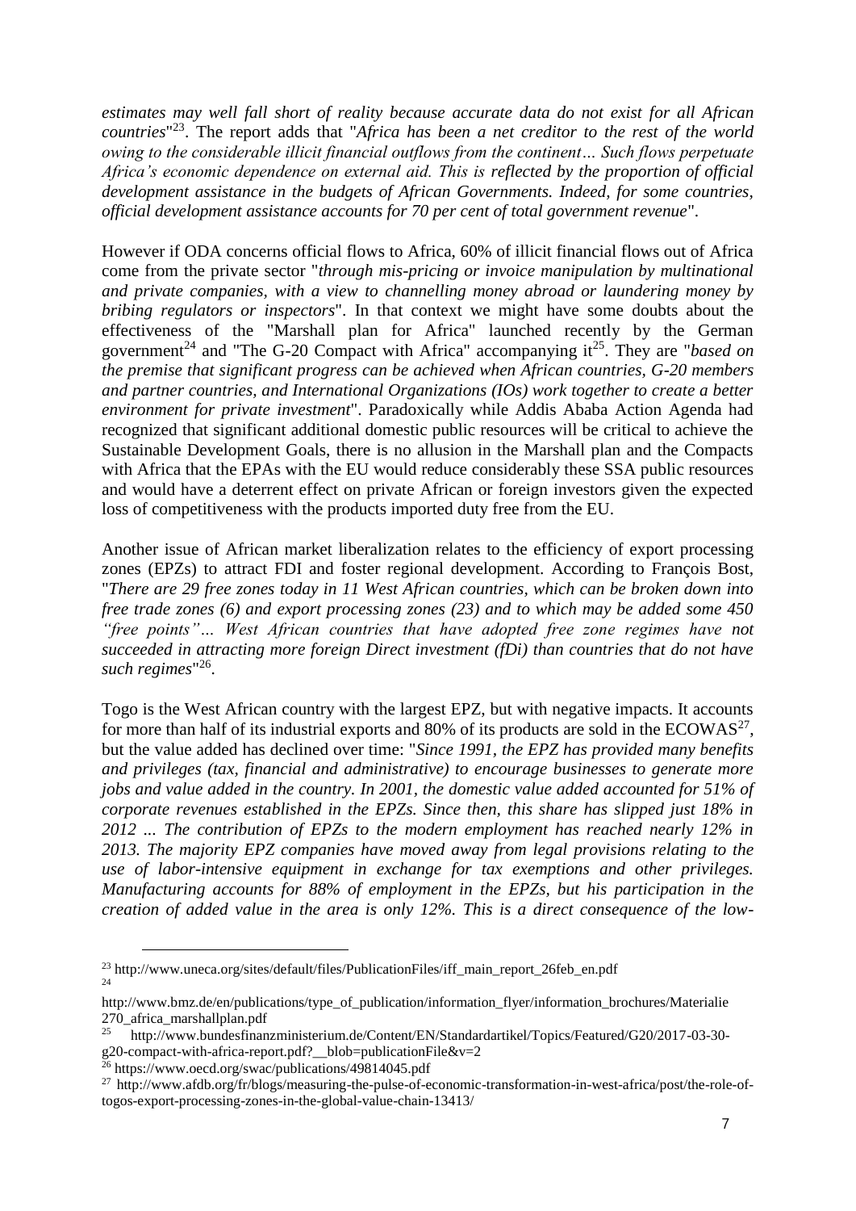*estimates may well fall short of reality because accurate data do not exist for all African countries*"[23]. The report adds that "*Africa has been a net creditor to the rest of the world owing to the considerable illicit financial outflows from the continent… Such flows perpetuate Africa's economic dependence on external aid. This is reflected by the proportion of official development assistance in the budgets of African Governments. Indeed, for some countries, official development assistance accounts for 70 per cent of total government revenue*".

However if ODA concerns official flows to Africa, 60% of illicit financial flows out of Africa come from the private sector "*through mis-pricing or invoice manipulation by multinational and private companies, with a view to channelling money abroad or laundering money by bribing regulators or inspectors*". In that context we might have some doubts about the effectiveness of the "Marshall plan for Africa" launched recently by the German government[24] and "The G-20 Compact with Africa" accompanying it[25]. They are "*based on the premise that significant progress can be achieved when African countries, G-20 members and partner countries, and International Organizations (IOs) work together to create a better environment for private investment*". Paradoxically while Addis Ababa Action Agenda had recognized that significant additional domestic public resources will be critical to achieve the Sustainable Development Goals, there is no allusion in the Marshall plan and the Compacts with Africa that the EPAs with the EU would reduce considerably these SSA public resources and would have a deterrent effect on private African or foreign investors given the expected loss of competitiveness with the products imported duty free from the EU.

Another issue of African market liberalization relates to the efficiency of export processing zones (EPZs) to attract FDI and foster regional development. According to François Bost, "*There are 29 free zones today in 11 West African countries, which can be broken down into free trade zones (6) and export processing zones (23) and to which may be added some 450 "free points"… West African countries that have adopted free zone regimes have not succeeded in attracting more foreign Direct investment (fDi) than countries that do not have such regimes*"[26].

Togo is the West African country with the largest EPZ, but with negative impacts. It accounts for more than half of its industrial exports and 80% of its products are sold in the ECOWAS[27], but the value added has declined over time: "*Since 1991, the EPZ has provided many benefits and privileges (tax, financial and administrative) to encourage businesses to generate more jobs and value added in the country. In 2001, the domestic value added accounted for 51% of corporate revenues established in the EPZs. Since then, this share has slipped just 18% in 2012 ... The contribution of EPZs to the modern employment has reached nearly 12% in 2013. The majority EPZ companies have moved away from legal provisions relating to the use of labor-intensive equipment in exchange for tax exemptions and other privileges. Manufacturing accounts for 88% of employment in the EPZs, but his participation in the creation of added value in the area is only 12%. This is a direct consequence of the low-*

---

[23] http://www.uneca.org/sites/default/files/PublicationFiles/iff_main_report_26feb_en.pdf

[24] http://www.bmz.de/en/publications/type_of_publication/information_flyer/information_brochures/Materialie270_africa_marshallplan.pdf

[25] http://www.bundesfinanzministerium.de/Content/EN/Standardartikel/Topics/Featured/G20/2017-03-30-g20-compact-with-africa-report.pdf?__blob=publicationFile&v=2

[26] https://www.oecd.org/swac/publications/49814045.pdf

[27] http://www.afdb.org/fr/blogs/measuring-the-pulse-of-economic-transformation-in-west-africa/post/the-role-of-togos-export-processing-zones-in-the-global-value-chain-13413/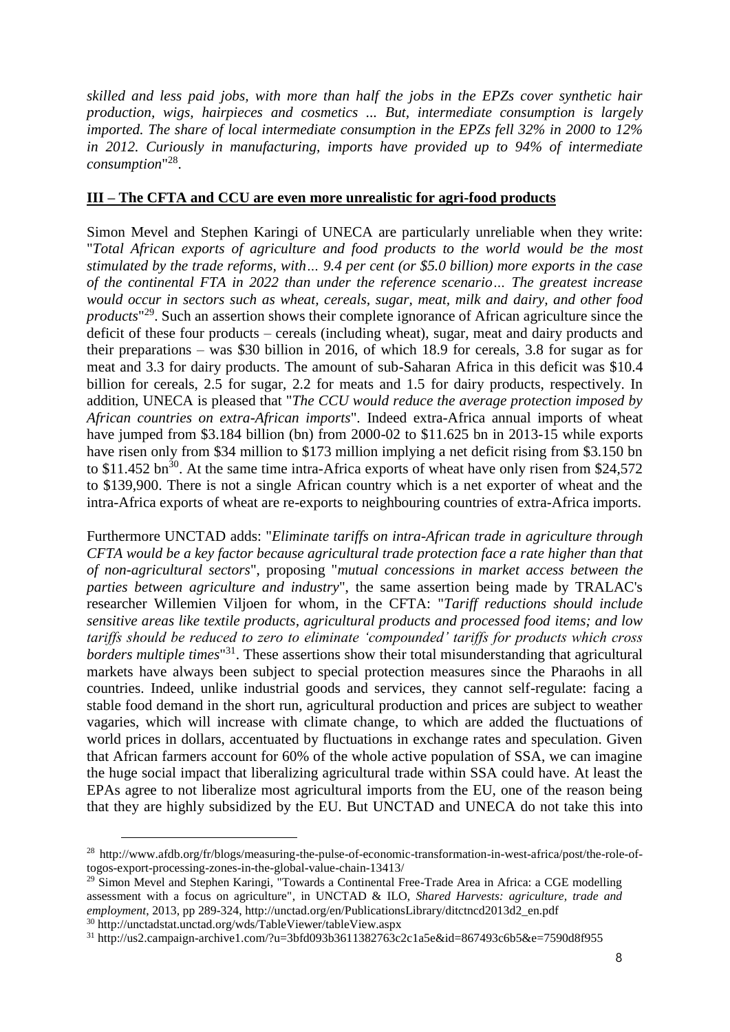*skilled and less paid jobs, with more than half the jobs in the EPZs cover synthetic hair production, wigs, hairpieces and cosmetics ... But, intermediate consumption is largely imported. The share of local intermediate consumption in the EPZs fell 32% in 2000 to 12% in 2012. Curiously in manufacturing, imports have provided up to 94% of intermediate consumption*"[28].

## **III – The CFTA and CCU are even more unrealistic for agri-food products**

Simon Mevel and Stephen Karingi of UNECA are particularly unreliable when they write: "*Total African exports of agriculture and food products to the world would be the most stimulated by the trade reforms, with… 9.4 per cent (or $5.0 billion) more exports in the case of the continental FTA in 2022 than under the reference scenario… The greatest increase would occur in sectors such as wheat, cereals, sugar, meat, milk and dairy, and other food products*"[29]. Such an assertion shows their complete ignorance of African agriculture since the deficit of these four products – cereals (including wheat), sugar, meat and dairy products and their preparations – was $30 billion in 2016, of which 18.9 for cereals, 3.8 for sugar as for meat and 3.3 for dairy products. The amount of sub-Saharan Africa in this deficit was $10.4 billion for cereals, 2.5 for sugar, 2.2 for meats and 1.5 for dairy products, respectively. In addition, UNECA is pleased that "*The CCU would reduce the average protection imposed by African countries on extra-African imports*". Indeed extra-Africa annual imports of wheat have jumped from $3.184 billion (bn) from 2000-02 to $11.625 bn in 2013-15 while exports have risen only from $34 million to $173 million implying a net deficit rising from $3.150 bn to $11.452 bn[30]. At the same time intra-Africa exports of wheat have only risen from $24,572 to $139,900. There is not a single African country which is a net exporter of wheat and the intra-Africa exports of wheat are re-exports to neighbouring countries of extra-Africa imports.

Furthermore UNCTAD adds: "*Eliminate tariffs on intra-African trade in agriculture through CFTA would be a key factor because agricultural trade protection face a rate higher than that of non-agricultural sectors*", proposing "*mutual concessions in market access between the parties between agriculture and industry*", the same assertion being made by TRALAC's researcher Willemien Viljoen for whom, in the CFTA: "*Tariff reductions should include sensitive areas like textile products, agricultural products and processed food items; and low tariffs should be reduced to zero to eliminate 'compounded' tariffs for products which cross borders multiple times*"[31]. These assertions show their total misunderstanding that agricultural markets have always been subject to special protection measures since the Pharaohs in all countries. Indeed, unlike industrial goods and services, they cannot self-regulate: facing a stable food demand in the short run, agricultural production and prices are subject to weather vagaries, which will increase with climate change, to which are added the fluctuations of world prices in dollars, accentuated by fluctuations in exchange rates and speculation. Given that African farmers account for 60% of the whole active population of SSA, we can imagine the huge social impact that liberalizing agricultural trade within SSA could have. At least the EPAs agree to not liberalize most agricultural imports from the EU, one of the reason being that they are highly subsidized by the EU. But UNCTAD and UNECA do not take this into

---

[28] http://www.afdb.org/fr/blogs/measuring-the-pulse-of-economic-transformation-in-west-africa/post/the-role-of-togos-export-processing-zones-in-the-global-value-chain-13413/

[29] Simon Mevel and Stephen Karingi, "Towards a Continental Free-Trade Area in Africa: a CGE modelling assessment with a focus on agriculture", in UNCTAD & ILO, *Shared Harvests: agriculture, trade and employment*, 2013, pp 289-324, http://unctad.org/en/PublicationsLibrary/ditctncd2013d2_en.pdf

[30] http://unctadstat.unctad.org/wds/TableViewer/tableView.aspx

[31] http://us2.campaign-archive1.com/?u=3bfd093b3611382763c2c1a5e&id=867493c6b5&e=7590d8f955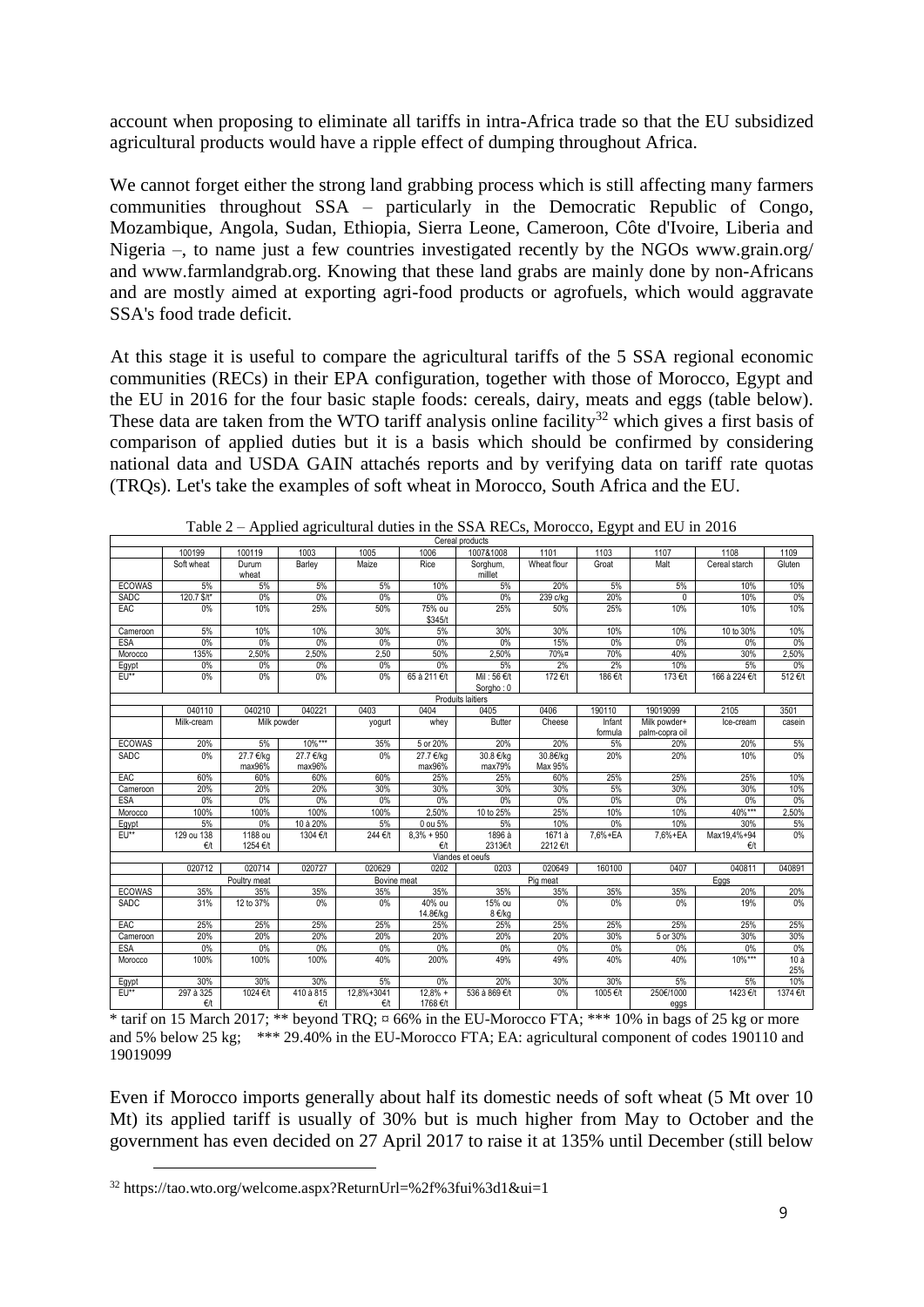account when proposing to eliminate all tariffs in intra-Africa trade so that the EU subsidized agricultural products would have a ripple effect of dumping throughout Africa.

We cannot forget either the strong land grabbing process which is still affecting many farmers communities throughout SSA – particularly in the Democratic Republic of Congo, Mozambique, Angola, Sudan, Ethiopia, Sierra Leone, Cameroon, Côte d'Ivoire, Liberia and Nigeria –, to name just a few countries investigated recently by the NGOs www.grain.org/ and www.farmlandgrab.org. Knowing that these land grabs are mainly done by non-Africans and are mostly aimed at exporting agri-food products or agrofuels, which would aggravate SSA's food trade deficit.

At this stage it is useful to compare the agricultural tariffs of the 5 SSA regional economic communities (RECs) in their EPA configuration, together with those of Morocco, Egypt and the EU in 2016 for the four basic staple foods: cereals, dairy, meats and eggs (table below). These data are taken from the WTO tariff analysis online facility[32] which gives a first basis of comparison of applied duties but it is a basis which should be confirmed by considering national data and USDA GAIN attachés reports and by verifying data on tariff rate quotas (TRQs). Let's take the examples of soft wheat in Morocco, South Africa and the EU.

Table 2 – Applied agricultural duties in the SSA RECs, Morocco, Egypt and EU in 2016

| | Cereal products | | | | | | | | | | |
|---|---|---|---|---|---|---|---|---|---|---|---|
| | 100199 | 100119 | 1003 | 1005 | 1006 | 1007&1008 | 1101 | 1103 | 1107 | 1108 | 1109 |
| | Soft wheat | Durum wheat | Barley | Maize | Rice | Sorghum, milllet | Wheat flour | Groat | Malt | Cereal starch | Gluten |
| ECOWAS | 5% | 5% | 5% | 5% | 10% | 5% | 20% | 5% | 5% | 10% | 10% |
| SADC | 120.7 $/t* | 0% | 0% | 0% | 0% | 0% | 239 c/kg | 20% | 0 | 10% | 0% |
| EAC | 0% | 10% | 25% | 50% | 75% ou $345/t | 25% | 50% | 25% | 10% | 10% | 10% |
| Cameroon | 5% | 10% | 10% | 30% | 5% | 30% | 30% | 10% | 10% | 10 to 30% | 10% |
| ESA | 0% | 0% | 0% | 0% | 0% | 0% | 15% | 0% | 0% | 0% | 0% |
| Morocco | 135% | 2,50% | 2,50% | 2,50 | 50% | 2,50% | 70%¤ | 70% | 40% | 30% | 2,50% |
| Egypt | 0% | 0% | 0% | 0% | 0% | 5% | 2% | 2% | 10% | 5% | 0% |
| EU** | 0% | 0% | 0% | 0% | 65 à 211 €/t | Mil : 56 €/t Sorgho : 0 | 172 €/t | 186 €/t | 173 €/t | 166 à 224 €/t | 512 €/t |
| | Produits laitiers | | | | | | | | | | |
| | 040110 | 040210 | 040221 | 0403 | 0404 | 0405 | 0406 | 190110 | 19019099 | 2105 | 3501 |
| | Milk-cream | Milk powder | | yogurt | whey | Butter | Cheese | Infant formula | Milk powder+ palm-copra oil | Ice-cream | casein |
| ECOWAS | 20% | 5% | 10%*** | 35% | 5 or 20% | 20% | 20% | 5% | 20% | 20% | 5% |
| SADC | 0% | 27.7 €/kg max96% | 27.7 €/kg max96% | 0% | 27.7 €/kg max96% | 30.8 €/kg max79% | 30.8€/kg Max 95% | 20% | 20% | 10% | 0% |
| EAC | 60% | 60% | 60% | 60% | 25% | 25% | 60% | 25% | 25% | 25% | 10% |
| Cameroon | 20% | 20% | 20% | 30% | 30% | 30% | 30% | 5% | 30% | 30% | 10% |
| ESA | 0% | 0% | 0% | 0% | 0% | 0% | 0% | 0% | 0% | 0% | 0% |
| Morocco | 100% | 100% | 100% | 100% | 2,50% | 10 to 25% | 25% | 10% | 10% | 40%*** | 2,50% |
| Egypt | 5% | 0% | 10 à 20% | 5% | 0 ou 5% | 5% | 10% | 0% | 10% | 30% | 5% |
| EU** | 129 ou 138 €/t | 1188 ou 1254 €/t | 1304 €/t | 244 €/t | 8,3% + 950 €/t | 1896 à 2313€/t | 1671 à 2212 €/t | 7,6%+EA | 7,6%+EA | Max19,4%+94 €/t | 0% |
| | Viandes et oeufs | | | | | | | | | | |
| | 020712 | 020714 | 020727 | 020629 | 0202 | 0203 | 020649 | 160100 | 0407 | 040811 | 040891 |
| | Poultry meat | | | Bovine meat | | Pig meat | | | Eggs | | |
| ECOWAS | 35% | 35% | 35% | 35% | 35% | 35% | 35% | 35% | 35% | 20% | 20% |
| SADC | 31% | 12 to 37% | 0% | 0% | 40% ou 14.8€/kg | 15% ou 8 €/kg | 0% | 0% | 0% | 19% | 0% |
| EAC | 25% | 25% | 25% | 25% | 25% | 25% | 25% | 25% | 25% | 25% | 25% |
| Cameroon | 20% | 20% | 20% | 20% | 20% | 20% | 20% | 30% | 5 or 30% | 30% | 30% |
| ESA | 0% | 0% | 0% | 0% | 0% | 0% | 0% | 0% | 0% | 0% | 0% |
| Morocco | 100% | 100% | 100% | 40% | 200% | 49% | 49% | 40% | 40% | 10%*** | 10 à 25% |
| Egypt | 30% | 30% | 30% | 5% | 0% | 20% | 30% | 30% | 5% | 5% | 10% |
| EU** | 297 à 325 €/t | 1024 €/t | 410 à 815 €/t | 12,8%+3041 €/t | 12,8% + 1768 €/t | 536 à 869 €/t | 0% | 1005 €/t | 250€/1000 eggs | 1423 €/t | 1374 €/t |

\* tarif on 15 March 2017; ** beyond TRQ; ¤ 66% in the EU-Morocco FTA; *** 10% in bags of 25 kg or more and 5% below 25 kg; *** 29.40% in the EU-Morocco FTA; EA: agricultural component of codes 190110 and 19019099

Even if Morocco imports generally about half its domestic needs of soft wheat (5 Mt over 10 Mt) its applied tariff is usually of 30% but is much higher from May to October and the government has even decided on 27 April 2017 to raise it at 135% until December (still below

[32] https://tao.wto.org/welcome.aspx?ReturnUrl=%2f%3fui%3d1&ui=1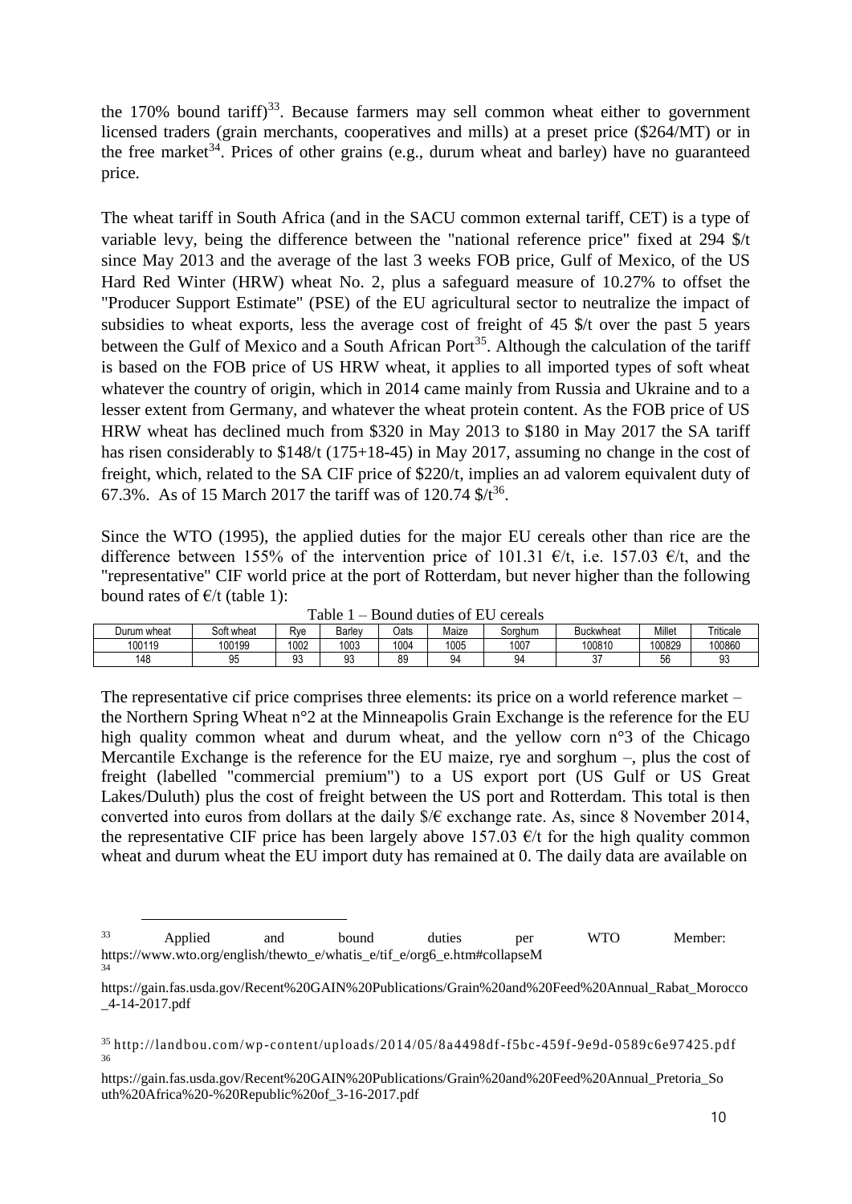the 170% bound tariff)[33]. Because farmers may sell common wheat either to government licensed traders (grain merchants, cooperatives and mills) at a preset price ($264/MT) or in the free market[34]. Prices of other grains (e.g., durum wheat and barley) have no guaranteed price.

The wheat tariff in South Africa (and in the SACU common external tariff, CET) is a type of variable levy, being the difference between the "national reference price" fixed at 294 $/t since May 2013 and the average of the last 3 weeks FOB price, Gulf of Mexico, of the US Hard Red Winter (HRW) wheat No. 2, plus a safeguard measure of 10.27% to offset the "Producer Support Estimate" (PSE) of the EU agricultural sector to neutralize the impact of subsidies to wheat exports, less the average cost of freight of 45 $/t over the past 5 years between the Gulf of Mexico and a South African Port[35]. Although the calculation of the tariff is based on the FOB price of US HRW wheat, it applies to all imported types of soft wheat whatever the country of origin, which in 2014 came mainly from Russia and Ukraine and to a lesser extent from Germany, and whatever the wheat protein content. As the FOB price of US HRW wheat has declined much from $320 in May 2013 to $180 in May 2017 the SA tariff has risen considerably to $148/t (175+18-45) in May 2017, assuming no change in the cost of freight, which, related to the SA CIF price of $220/t, implies an ad valorem equivalent duty of 67.3%. As of 15 March 2017 the tariff was of 120.74 $/t[36].

Since the WTO (1995), the applied duties for the major EU cereals other than rice are the difference between 155% of the intervention price of 101.31 €/t, i.e. 157.03 €/t, and the "representative" CIF world price at the port of Rotterdam, but never higher than the following bound rates of €/t (table 1):

Table 1 – Bound duties of EU cereals

| Durum wheat | Soft wheat | Rye | Barley | Oats | Maize | Sorghum | Buckwheat | Millet | Triticale |
|---|---|---|---|---|---|---|---|---|---|
| 100119 | 100199 | 1002 | 1003 | 1004 | 1005 | 1007 | 100810 | 100829 | 100860 |
| 148 | 95 | 93 | 93 | 89 | 94 | 94 | 37 | 56 | 93 |

The representative cif price comprises three elements: its price on a world reference market – the Northern Spring Wheat n°2 at the Minneapolis Grain Exchange is the reference for the EU high quality common wheat and durum wheat, and the yellow corn n°3 of the Chicago Mercantile Exchange is the reference for the EU maize, rye and sorghum –, plus the cost of freight (labelled "commercial premium") to a US export port (US Gulf or US Great Lakes/Duluth) plus the cost of freight between the US port and Rotterdam. This total is then converted into euros from dollars at the daily $/€ exchange rate. As, since 8 November 2014, the representative CIF price has been largely above 157.03 €/t for the high quality common wheat and durum wheat the EU import duty has remained at 0. The daily data are available on

---

[33] Applied and bound duties per WTO Member: https://www.wto.org/english/thewto_e/whatis_e/tif_e/org6_e.htm#collapseM

[34] https://gain.fas.usda.gov/Recent%20GAIN%20Publications/Grain%20and%20Feed%20Annual_Rabat_Morocco_4-14-2017.pdf

[35] http://landbou.com/wp-content/uploads/2014/05/8a4498df-f5bc-459f-9e9d-0589c6e97425.pdf

[36] https://gain.fas.usda.gov/Recent%20GAIN%20Publications/Grain%20and%20Feed%20Annual_Pretoria_South%20Africa%20-%20Republic%20of_3-16-2017.pdf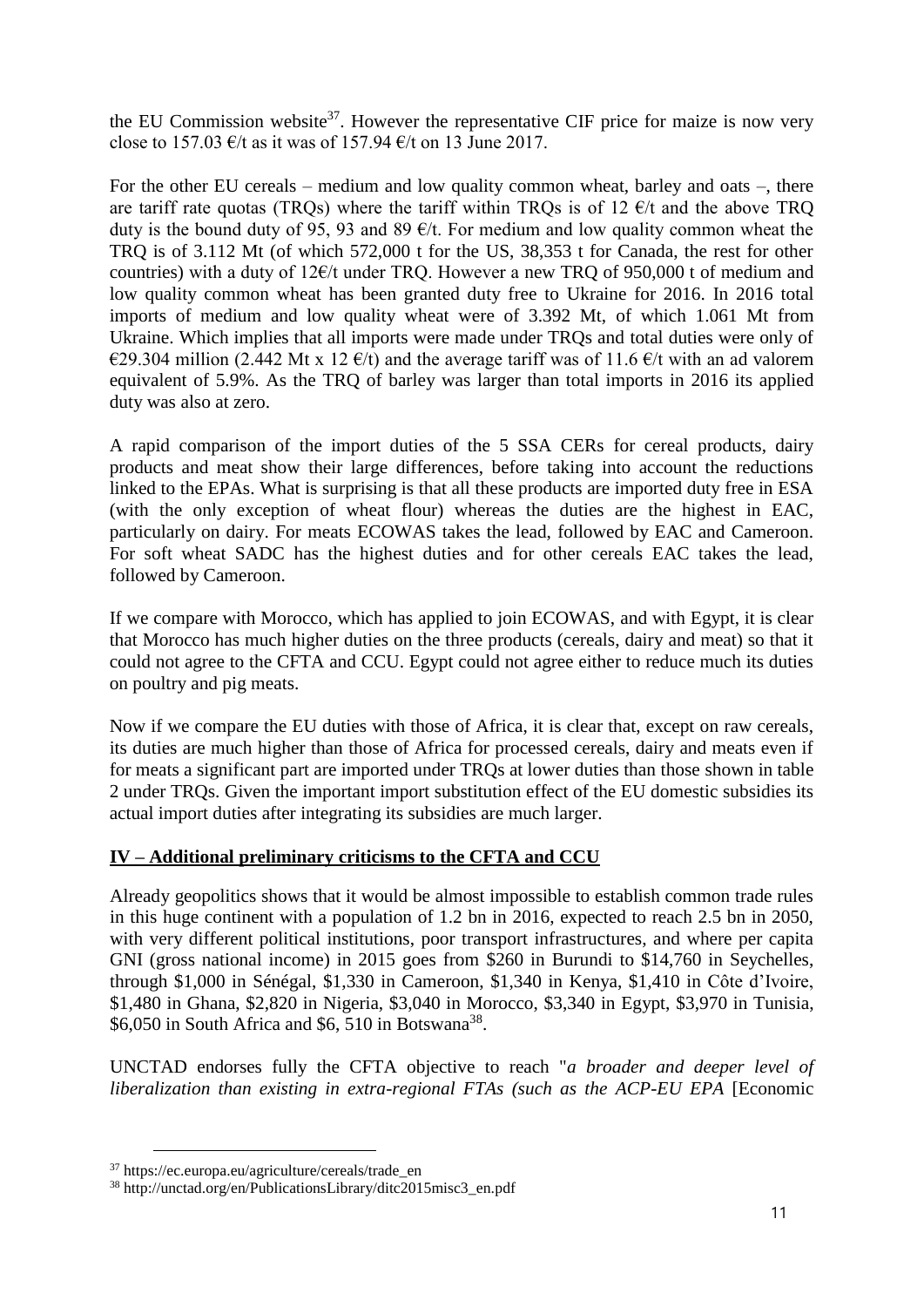the EU Commission website[37]. However the representative CIF price for maize is now very close to 157.03 €/t as it was of 157.94 €/t on 13 June 2017.

For the other EU cereals – medium and low quality common wheat, barley and oats –, there are tariff rate quotas (TRQs) where the tariff within TRQs is of 12 €/t and the above TRQ duty is the bound duty of 95, 93 and 89 €/t. For medium and low quality common wheat the TRQ is of 3.112 Mt (of which 572,000 t for the US, 38,353 t for Canada, the rest for other countries) with a duty of 12€/t under TRQ. However a new TRQ of 950,000 t of medium and low quality common wheat has been granted duty free to Ukraine for 2016. In 2016 total imports of medium and low quality wheat were of 3.392 Mt, of which 1.061 Mt from Ukraine. Which implies that all imports were made under TRQs and total duties were only of €29.304 million (2.442 Mt x 12 €/t) and the average tariff was of 11.6 €/t with an ad valorem equivalent of 5.9%. As the TRQ of barley was larger than total imports in 2016 its applied duty was also at zero.

A rapid comparison of the import duties of the 5 SSA CERs for cereal products, dairy products and meat show their large differences, before taking into account the reductions linked to the EPAs. What is surprising is that all these products are imported duty free in ESA (with the only exception of wheat flour) whereas the duties are the highest in EAC, particularly on dairy. For meats ECOWAS takes the lead, followed by EAC and Cameroon. For soft wheat SADC has the highest duties and for other cereals EAC takes the lead, followed by Cameroon.

If we compare with Morocco, which has applied to join ECOWAS, and with Egypt, it is clear that Morocco has much higher duties on the three products (cereals, dairy and meat) so that it could not agree to the CFTA and CCU. Egypt could not agree either to reduce much its duties on poultry and pig meats.

Now if we compare the EU duties with those of Africa, it is clear that, except on raw cereals, its duties are much higher than those of Africa for processed cereals, dairy and meats even if for meats a significant part are imported under TRQs at lower duties than those shown in table 2 under TRQs. Given the important import substitution effect of the EU domestic subsidies its actual import duties after integrating its subsidies are much larger.

## IV – Additional preliminary criticisms to the CFTA and CCU

Already geopolitics shows that it would be almost impossible to establish common trade rules in this huge continent with a population of 1.2 bn in 2016, expected to reach 2.5 bn in 2050, with very different political institutions, poor transport infrastructures, and where per capita GNI (gross national income) in 2015 goes from $260 in Burundi to $14,760 in Seychelles, through $1,000 in Sénégal, $1,330 in Cameroon, $1,340 in Kenya, $1,410 in Côte d'Ivoire, $1,480 in Ghana, $2,820 in Nigeria, $3,040 in Morocco, $3,340 in Egypt, $3,970 in Tunisia, $6,050 in South Africa and $6, 510 in Botswana[38].

UNCTAD endorses fully the CFTA objective to reach "*a broader and deeper level of liberalization than existing in extra-regional FTAs (such as the ACP-EU EPA* [Economic

---

[37] https://ec.europa.eu/agriculture/cereals/trade_en

[38] http://unctad.org/en/PublicationsLibrary/ditc2015misc3_en.pdf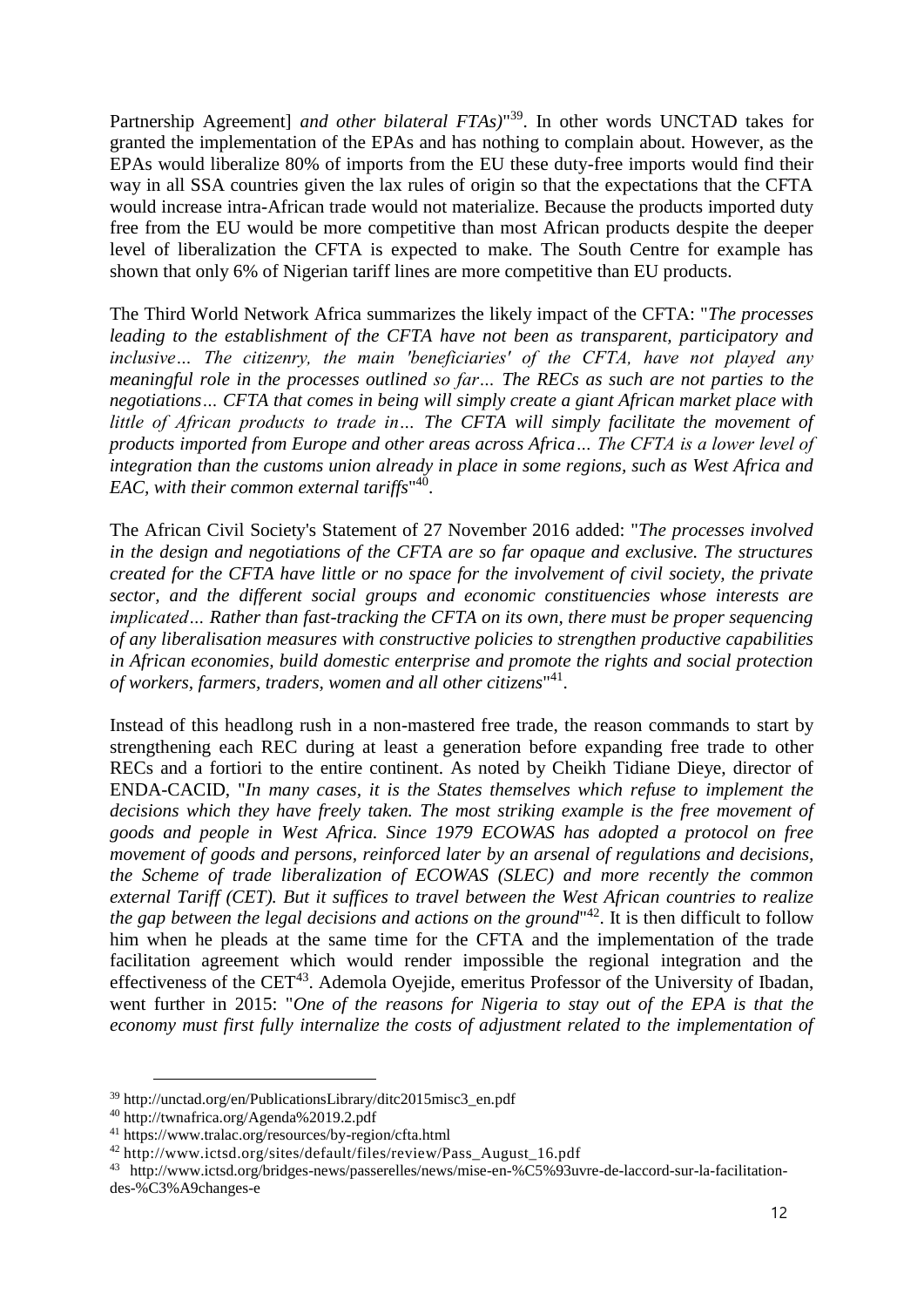Partnership Agreement] *and other bilateral FTAs)*"[39]. In other words UNCTAD takes for granted the implementation of the EPAs and has nothing to complain about. However, as the EPAs would liberalize 80% of imports from the EU these duty-free imports would find their way in all SSA countries given the lax rules of origin so that the expectations that the CFTA would increase intra-African trade would not materialize. Because the products imported duty free from the EU would be more competitive than most African products despite the deeper level of liberalization the CFTA is expected to make. The South Centre for example has shown that only 6% of Nigerian tariff lines are more competitive than EU products.

The Third World Network Africa summarizes the likely impact of the CFTA: "*The processes leading to the establishment of the CFTA have not been as transparent, participatory and inclusive… The citizenry, the main 'beneficiaries' of the CFTA, have not played any meaningful role in the processes outlined so far… The RECs as such are not parties to the negotiations… CFTA that comes in being will simply create a giant African market place with little of African products to trade in… The CFTA will simply facilitate the movement of products imported from Europe and other areas across Africa… The CFTA is a lower level of integration than the customs union already in place in some regions, such as West Africa and EAC, with their common external tariffs*"[40].

The African Civil Society's Statement of 27 November 2016 added: "*The processes involved in the design and negotiations of the CFTA are so far opaque and exclusive. The structures created for the CFTA have little or no space for the involvement of civil society, the private sector, and the different social groups and economic constituencies whose interests are implicated… Rather than fast-tracking the CFTA on its own, there must be proper sequencing of any liberalisation measures with constructive policies to strengthen productive capabilities in African economies, build domestic enterprise and promote the rights and social protection of workers, farmers, traders, women and all other citizens*"[41].

Instead of this headlong rush in a non-mastered free trade, the reason commands to start by strengthening each REC during at least a generation before expanding free trade to other RECs and a fortiori to the entire continent. As noted by Cheikh Tidiane Dieye, director of ENDA-CACID, "*In many cases, it is the States themselves which refuse to implement the decisions which they have freely taken. The most striking example is the free movement of goods and people in West Africa. Since 1979 ECOWAS has adopted a protocol on free movement of goods and persons, reinforced later by an arsenal of regulations and decisions, the Scheme of trade liberalization of ECOWAS (SLEC) and more recently the common external Tariff (CET). But it suffices to travel between the West African countries to realize the gap between the legal decisions and actions on the ground*"[42]. It is then difficult to follow him when he pleads at the same time for the CFTA and the implementation of the trade facilitation agreement which would render impossible the regional integration and the effectiveness of the CET[43]. Ademola Oyejide, emeritus Professor of the University of Ibadan, went further in 2015: "*One of the reasons for Nigeria to stay out of the EPA is that the economy must first fully internalize the costs of adjustment related to the implementation of*

---

[39] http://unctad.org/en/PublicationsLibrary/ditc2015misc3_en.pdf

[40] http://twnafrica.org/Agenda%2019.2.pdf

[41] https://www.tralac.org/resources/by-region/cfta.html

[42] http://www.ictsd.org/sites/default/files/review/Pass_August_16.pdf

[43] http://www.ictsd.org/bridges-news/passerelles/news/mise-en-%C5%93uvre-de-laccord-sur-la-facilitation-des-%C3%A9changes-e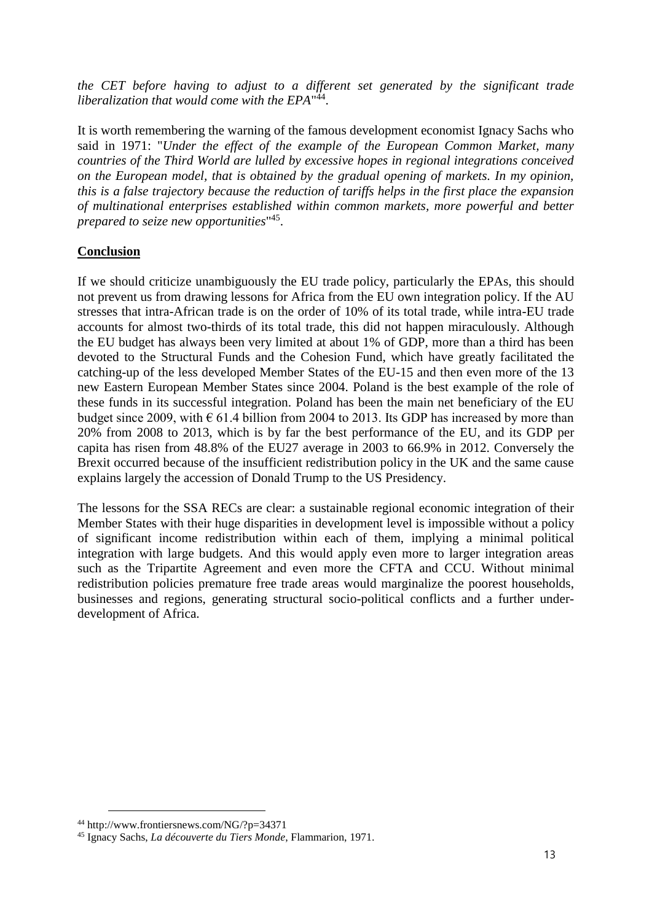*the CET before having to adjust to a different set generated by the significant trade liberalization that would come with the EPA*"[44].

It is worth remembering the warning of the famous development economist Ignacy Sachs who said in 1971: "*Under the effect of the example of the European Common Market, many countries of the Third World are lulled by excessive hopes in regional integrations conceived on the European model, that is obtained by the gradual opening of markets. In my opinion, this is a false trajectory because the reduction of tariffs helps in the first place the expansion of multinational enterprises established within common markets, more powerful and better prepared to seize new opportunities*"[45].

## Conclusion

If we should criticize unambiguously the EU trade policy, particularly the EPAs, this should not prevent us from drawing lessons for Africa from the EU own integration policy. If the AU stresses that intra-African trade is on the order of 10% of its total trade, while intra-EU trade accounts for almost two-thirds of its total trade, this did not happen miraculously. Although the EU budget has always been very limited at about 1% of GDP, more than a third has been devoted to the Structural Funds and the Cohesion Fund, which have greatly facilitated the catching-up of the less developed Member States of the EU-15 and then even more of the 13 new Eastern European Member States since 2004. Poland is the best example of the role of these funds in its successful integration. Poland has been the main net beneficiary of the EU budget since 2009, with € 61.4 billion from 2004 to 2013. Its GDP has increased by more than 20% from 2008 to 2013, which is by far the best performance of the EU, and its GDP per capita has risen from 48.8% of the EU27 average in 2003 to 66.9% in 2012. Conversely the Brexit occurred because of the insufficient redistribution policy in the UK and the same cause explains largely the accession of Donald Trump to the US Presidency.

The lessons for the SSA RECs are clear: a sustainable regional economic integration of their Member States with their huge disparities in development level is impossible without a policy of significant income redistribution within each of them, implying a minimal political integration with large budgets. And this would apply even more to larger integration areas such as the Tripartite Agreement and even more the CFTA and CCU. Without minimal redistribution policies premature free trade areas would marginalize the poorest households, businesses and regions, generating structural socio-political conflicts and a further under-development of Africa.

---

[44] http://www.frontiersnews.com/NG/?p=34371

[45] Ignacy Sachs, *La découverte du Tiers Monde*, Flammarion, 1971.